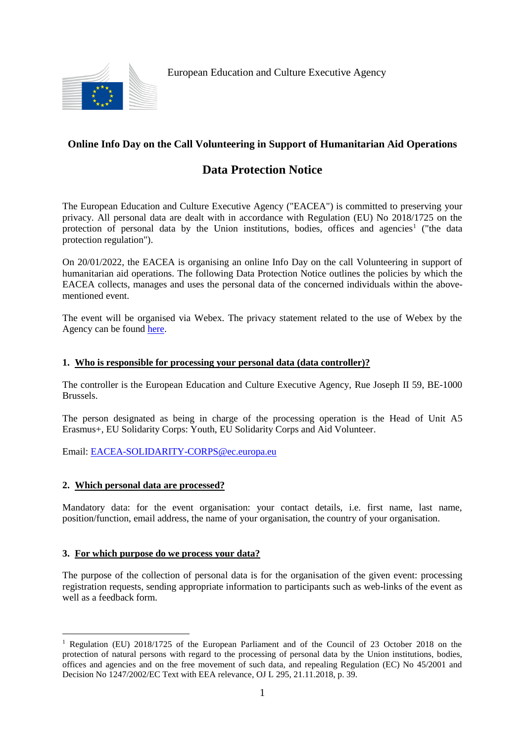European Education and Culture Executive Agency

## Online Info Day on the Call Volunteering in Support of Humanitarian Aid Operations

# Data Protection Notice

The European Education and Culture Executive Agency ("EACEA") is committed to preserving your privacy. All personal data are dealt with in accordance with Regulation (EU) No 2018/1725 on the protection of personal data by the Union institutions, bodies, offices and agencies[1] ("the data protection regulation").

On 20/01/2022, the EACEA is organising an online Info Day on the call Volunteering in support of humanitarian aid operations. The following Data Protection Notice outlines the policies by which the EACEA collects, manages and uses the personal data of the concerned individuals within the above-mentioned event.

The event will be organised via Webex. The privacy statement related to the use of Webex by the Agency can be found here.

### 1. Who is responsible for processing your personal data (data controller)?

The controller is the European Education and Culture Executive Agency, Rue Joseph II 59, BE-1000 Brussels.

The person designated as being in charge of the processing operation is the Head of Unit A5 Erasmus+, EU Solidarity Corps: Youth, EU Solidarity Corps and Aid Volunteer.

Email: EACEA-SOLIDARITY-CORPS@ec.europa.eu

### 2. Which personal data are processed?

Mandatory data: for the event organisation: your contact details, i.e. first name, last name, position/function, email address, the name of your organisation, the country of your organisation.

### 3. For which purpose do we process your data?

The purpose of the collection of personal data is for the organisation of the given event: processing registration requests, sending appropriate information to participants such as web-links of the event as well as a feedback form.

---

[1] Regulation (EU) 2018/1725 of the European Parliament and of the Council of 23 October 2018 on the protection of natural persons with regard to the processing of personal data by the Union institutions, bodies, offices and agencies and on the free movement of such data, and repealing Regulation (EC) No 45/2001 and Decision No 1247/2002/EC Text with EEA relevance, OJ L 295, 21.11.2018, p. 39.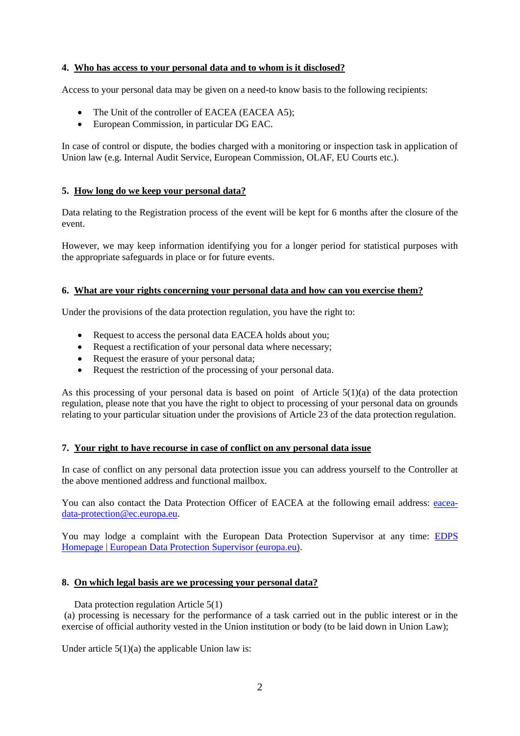## 4. Who has access to your personal data and to whom is it disclosed?

Access to your personal data may be given on a need-to know basis to the following recipients:

- The Unit of the controller of EACEA (EACEA A5);
- European Commission, in particular DG EAC.

In case of control or dispute, the bodies charged with a monitoring or inspection task in application of Union law (e.g. Internal Audit Service, European Commission, OLAF, EU Courts etc.).

## 5. How long do we keep your personal data?

Data relating to the Registration process of the event will be kept for 6 months after the closure of the event.

However, we may keep information identifying you for a longer period for statistical purposes with the appropriate safeguards in place or for future events.

## 6. What are your rights concerning your personal data and how can you exercise them?

Under the provisions of the data protection regulation, you have the right to:

- Request to access the personal data EACEA holds about you;
- Request a rectification of your personal data where necessary;
- Request the erasure of your personal data;
- Request the restriction of the processing of your personal data.

As this processing of your personal data is based on point of Article 5(1)(a) of the data protection regulation, please note that you have the right to object to processing of your personal data on grounds relating to your particular situation under the provisions of Article 23 of the data protection regulation.

## 7. Your right to have recourse in case of conflict on any personal data issue

In case of conflict on any personal data protection issue you can address yourself to the Controller at the above mentioned address and functional mailbox.

You can also contact the Data Protection Officer of EACEA at the following email address: [eacea-data-protection@ec.europa.eu](mailto:eacea-data-protection@ec.europa.eu).

You may lodge a complaint with the European Data Protection Supervisor at any time: [EDPS Homepage | European Data Protection Supervisor (europa.eu)](https://edps.europa.eu).

## 8. On which legal basis are we processing your personal data?

Data protection regulation Article 5(1)

(a) processing is necessary for the performance of a task carried out in the public interest or in the exercise of official authority vested in the Union institution or body (to be laid down in Union Law);

Under article 5(1)(a) the applicable Union law is: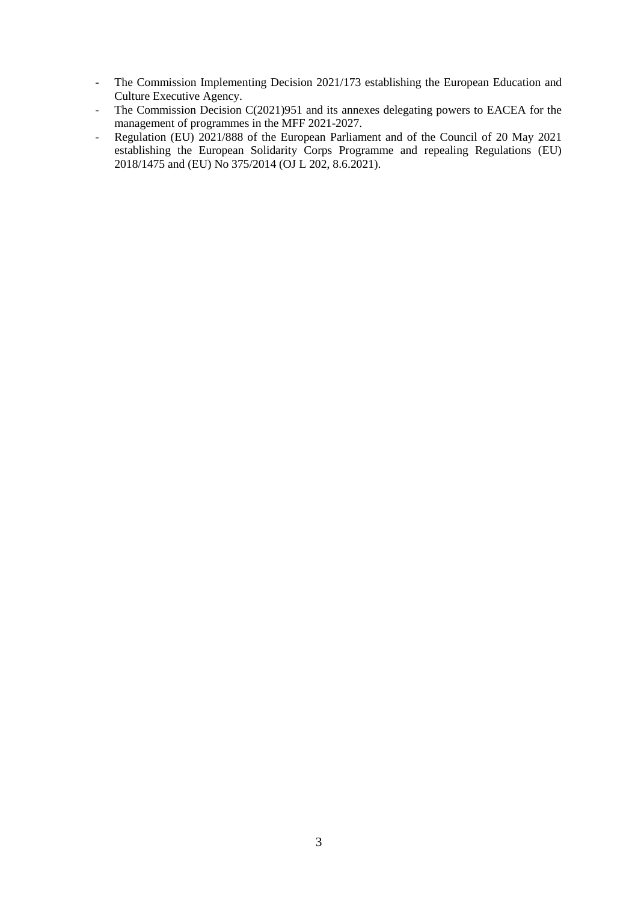- The Commission Implementing Decision 2021/173 establishing the European Education and Culture Executive Agency.
- The Commission Decision C(2021)951 and its annexes delegating powers to EACEA for the management of programmes in the MFF 2021-2027.
- Regulation (EU) 2021/888 of the European Parliament and of the Council of 20 May 2021 establishing the European Solidarity Corps Programme and repealing Regulations (EU) 2018/1475 and (EU) No 375/2014 (OJ L 202, 8.6.2021).